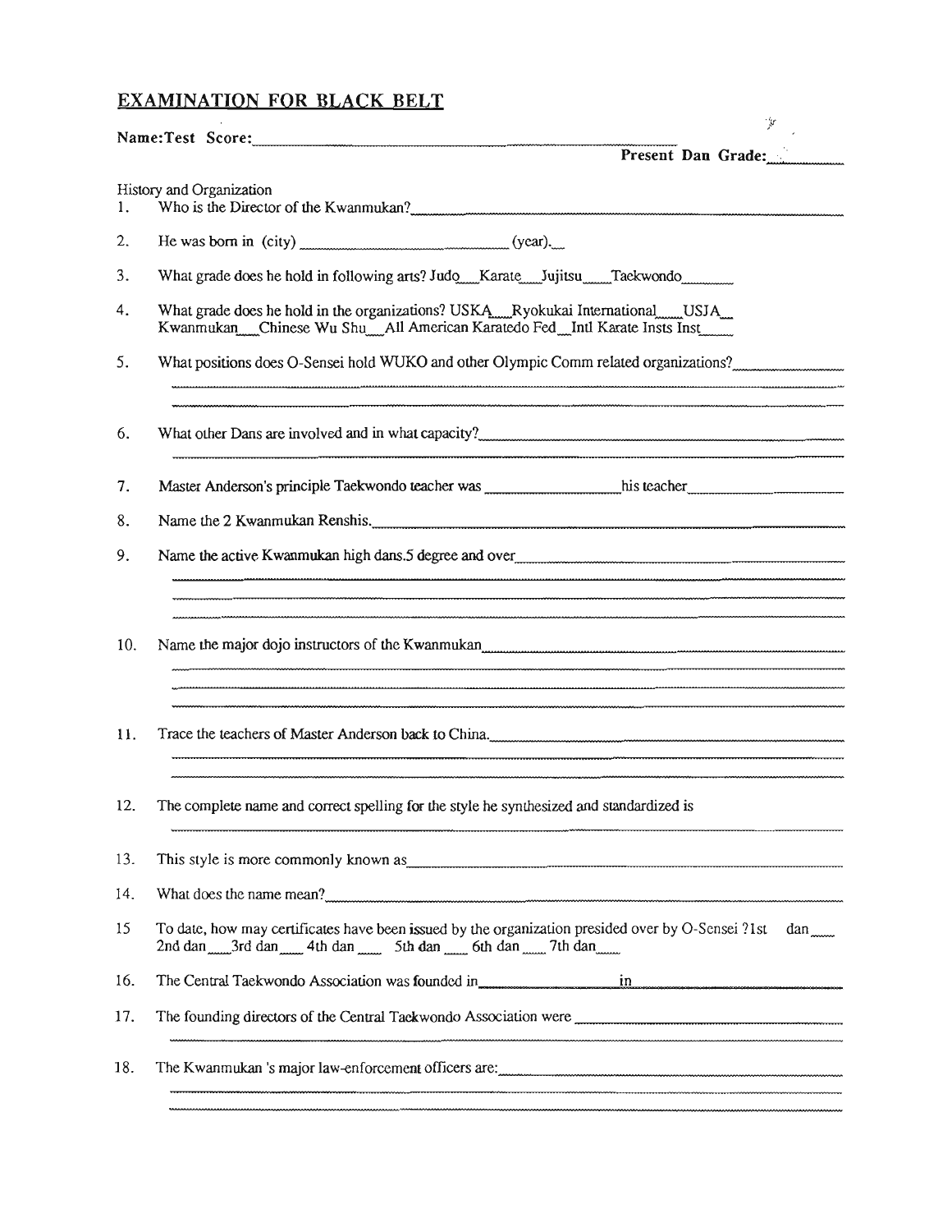## EXAMINATION FOR BLACK BELT

Name:Test Score:____________________

Present Dan Grade:________

History and Organization

1. Who is the Director of the Kwanmukan?____________________
2. He was born in (city) ____________________ (year).__
3. What grade does he hold in following arts? Judo__Karate__Jujitsu____Taekwondo________
4. What grade does he hold in the organizations? USKA___Ryokukai International____USJA__ Kwanmukan__Chinese Wu Shu__All American Karatedo Fed__Intl Karate Insts Inst____
5. What positions does O-Sensei hold WUKO and other Olympic Comm related organizations?____________________
6. What other Dans are involved and in what capacity?____________________
7. Master Anderson's principle Taekwondo teacher was ____________________his teacher____________________
8. Name the 2 Kwanmukan Renshis.____________________
9. Name the active Kwanmukan high dans.5 degree and over____________________
10. Name the major dojo instructors of the Kwanmukan____________________
11. Trace the teachers of Master Anderson back to China.____________________
12. The complete name and correct spelling for the style he synthesized and standardized is ____________________
13. This style is more commonly known as____________________
14. What does the name mean?____________________
15. To date, how may certificates have been issued by the organization presided over by O-Sensei ?1st dan___ 2nd dan___3rd dan___ 4th dan____ 5th dan____ 6th dan____ 7th dan____
16. The Central Taekwondo Association was founded in____________________in____________________
17. The founding directors of the Central Taekwondo Association were ____________________
18. The Kwanmukan 's major law-enforcement officers are:____________________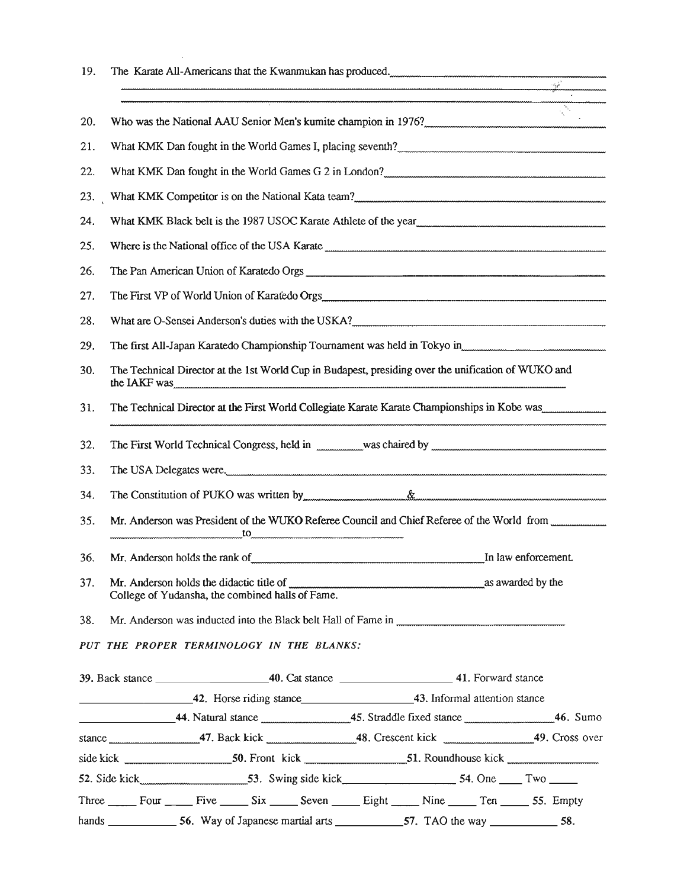19. The Karate All-Americans that the Kwanmukan has produced.________________________________

20. Who was the National AAU Senior Men's kumite champion in 1976?________________________

21. What KMK Dan fought in the World Games I, placing seventh?________________________

22. What KMK Dan fought in the World Games G 2 in London?________________________

23. What KMK Competitor is on the National Kata team?________________________

24. What KMK Black belt is the 1987 USOC Karate Athlete of the year________________________

25. Where is the National office of the USA Karate ________________________

26. The Pan American Union of Karatedo Orgs ________________________

27. The First VP of World Union of Karatedo Orgs________________________

28. What are O-Sensei Anderson's duties with the USKA?________________________

29. The first All-Japan Karatedo Championship Tournament was held in Tokyo in________________________

30. The Technical Director at the 1st World Cup in Budapest, presiding over the unification of WUKO and the IAKF was________________________

31. The Technical Director at the First World Collegiate Karate Karate Championships in Kobe was________________________

32. The First World Technical Congress, held in ________was chaired by ________________________

33. The USA Delegates were.________________________

34. The Constitution of PUKO was written by________________ &________________________

35. Mr. Anderson was President of the WUKO Referee Council and Chief Referee of the World from ________________ to________________

36. Mr. Anderson holds the rank of________________________In law enforcement.

37. Mr. Anderson holds the didactic title of ________________________as awarded by the College of Yudansha, the combined halls of Fame.

38. Mr. Anderson was inducted into the Black belt Hall of Fame in ________________________

*PUT THE PROPER TERMINOLOGY IN THE BLANKS:*

**39.** Back stance ________________ **40.** Cat stance ________________ **41.** Forward stance ________________ **42.** Horse riding stance________________ **43.** Informal attention stance ________________ **44.** Natural stance ________________ **45.** Straddle fixed stance ________________ **46.** Sumo stance ________________ **47.** Back kick ________________ **48.** Crescent kick ________________ **49.** Cross over side kick ________________ **50.** Front kick ________________ **51.** Roundhouse kick ________________ **52.** Side kick________________ **53.** Swing side kick________________ **54.** One ____ Two _____ Three _____ Four _____ Five _____ Six _____ Seven _____ Eight _____ Nine _____ Ten _____ **55.** Empty hands ____________ **56.** Way of Japanese martial arts ____________ **57.** TAO the way ____________ **58.**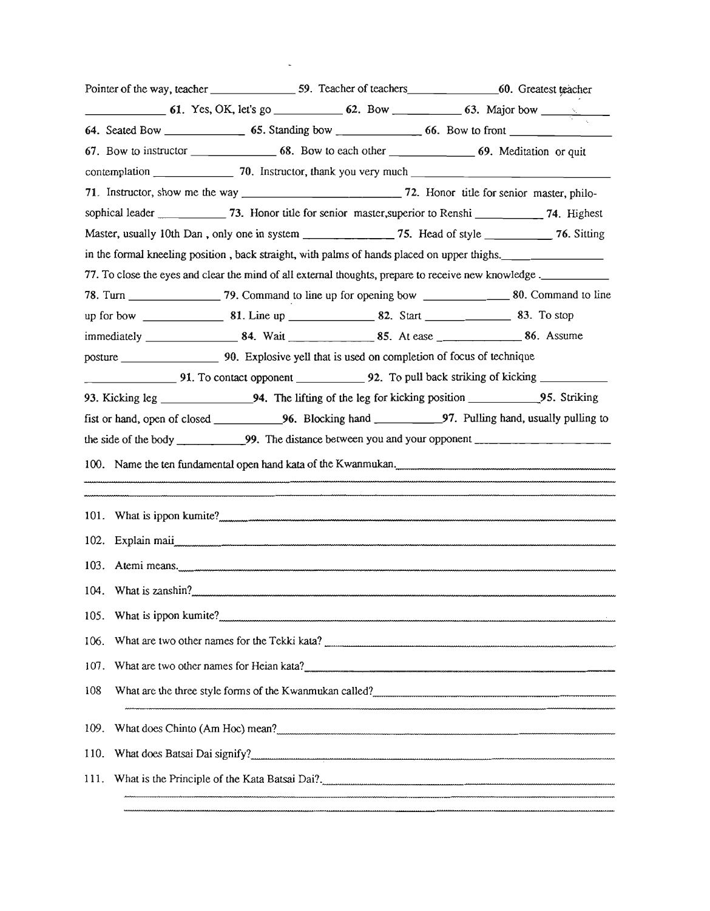Pointer of the way, teacher ______________ 59. Teacher of teachers______________ 60. Greatest teacher ______________ **61.** Yes, OK, let's go ___________ **62.** Bow ___________ **63.** Major bow ___________ **64.** Seated Bow ______________ **65.** Standing bow ______________ **66.** Bow to front ________________ **67.** Bow to instructor ______________ **68.** Bow to each other ______________ **69.** Meditation or quit contemplation ______________ **70.** Instructor, thank you very much ______________________________ **71**. Instructor, show me the way __________________________ **72.** Honor title for senior master, philosophical leader ___________ **73.** Honor title for senior master,superior to Renshi ___________ **74.** Highest Master, usually 10th Dan , only one in system ______________ **75.** Head of style ___________ **76.** Sitting in the formal kneeling position , back straight, with palms of hands placed on upper thighs.______________ 77. To close the eyes and clear the mind of all external thoughts, prepare to receive new knowledge .___________ **78.** Turn ______________ **79.** Command to line up for opening bow _____________ **80.** Command to line up for bow _____________ **81**. Line up ______________ **82.** Start ______________ **83.** To stop immediately ______________ **84.** Wait ______________ **85.** At ease ______________ **86.** Assume posture ________________ **90.** Explosive yell that is used on completion of focus of technique ______________ **91.** To contact opponent ___________ **92.** To pull back striking of kicking ___________ **93.** Kicking leg ______________ **94.** The lifting of the leg for kicking position ___________ **95.** Striking fist or hand, open of closed ___________ **96.** Blocking hand ___________ **97.** Pulling hand, usually pulling to the side of the body ___________ **99.** The distance between you and your opponent ______________________

100. Name the ten fundamental open hand kata of the Kwanmukan.______________________________

101. What is ippon kumite?______________________________

102. Explain maii______________________________

103. Atemi means.______________________________

104. What is zanshin?______________________________

105. What is ippon kumite?______________________________

106. What are two other names for the Tekki kata? ______________________________

107. What are two other names for Heian kata?______________________________

108 What are the three style forms of the Kwanmukan called?______________________________

109. What does Chinto (Am Hoc) mean?______________________________

110. What does Batsai Dai signify?______________________________

111. What is the Principle of the Kata Batsai Dai?.______________________________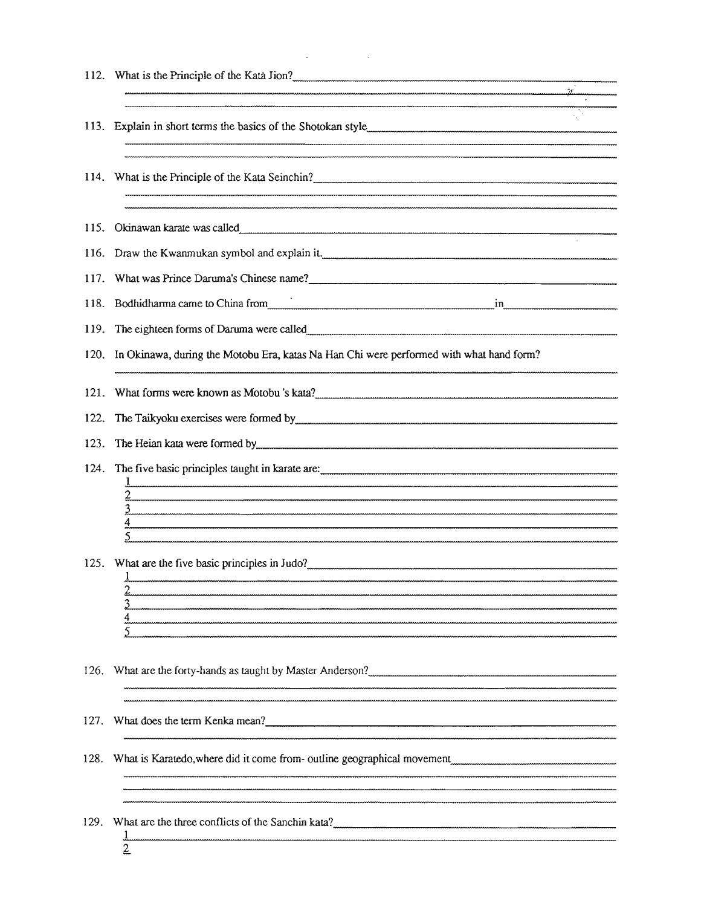112. What is the Principle of the Katà Jion?

113. Explain in short terms the basics of the Shotokan style

114. What is the Principle of the Kata Seinchin?

115. Okinawan karate was called

116. Draw the Kwanmukan symbol and explain it.

117. What was Prince Daruma's Chinese name?

118. Bodhidharma came to China from ______ in ______

119. The eighteen forms of Daruma were called

120. In Okinawa, during the Motobu Era, katas Na Han Chi were performed with what hand form?

121. What forms were known as Motobu 's kata?

122. The Taikyoku exercises were formed by

123. The Heian kata were formed by

124. The five basic principles taught in karate are:
1
2
3
4
5

125. What are the five basic principles in Judo?
1
2
3
4
5

126. What are the forty-hands as taught by Master Anderson?

127. What does the term Kenka mean?

128. What is Karatedo,where did it come from- outline geographical movement

129. What are the three conflicts of the Sanchin kata?
1
2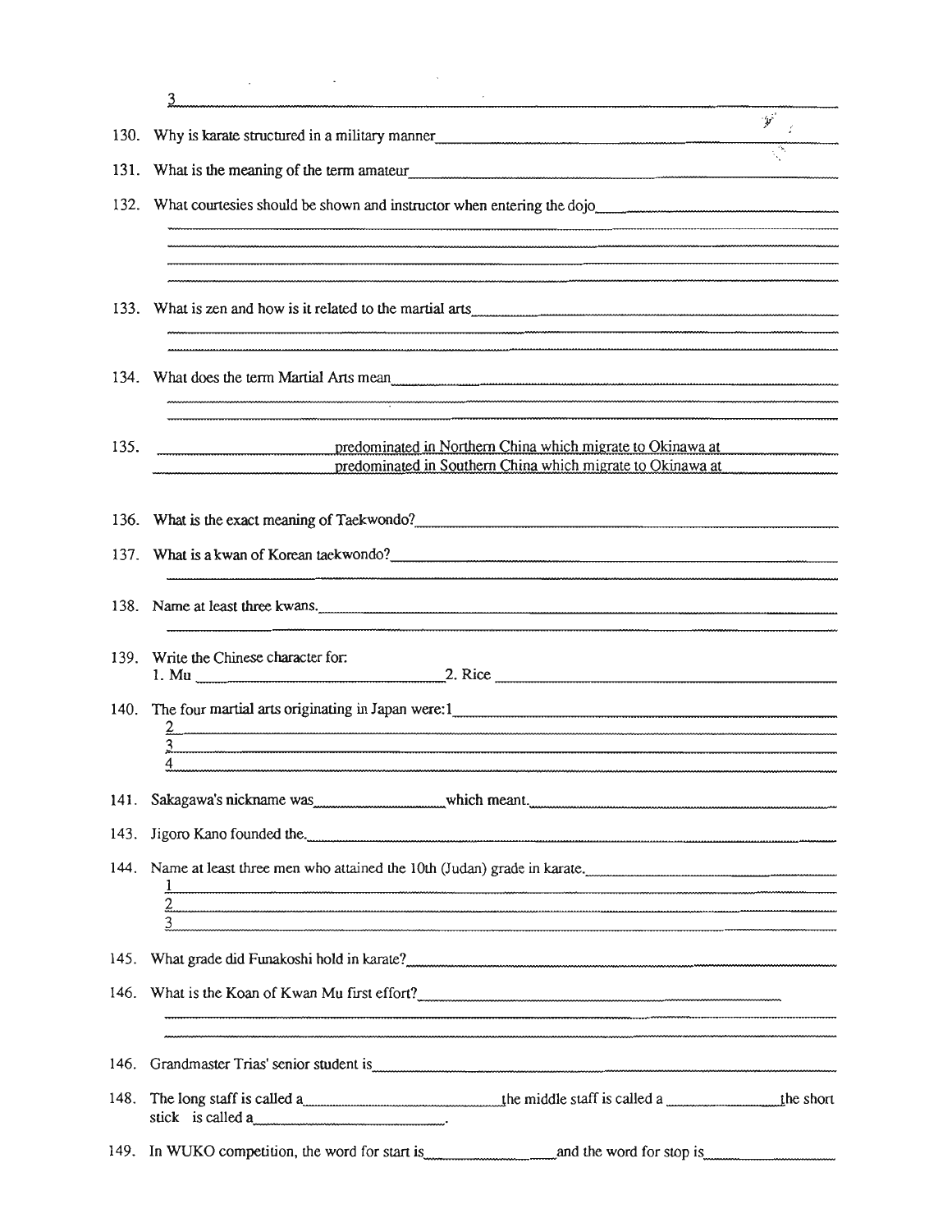3 ______

130. Why is karate structured in a military manner ______

131. What is the meaning of the term amateur ______

132. What courtesies should be shown and instructor when entering the dojo ______

______

______

______

133. What is zen and how is it related to the martial arts ______

______

134. What does the term Martial Arts mean ______

______

135. ______ predominated in Northern China which migrate to Okinawa at ______
______ predominated in Southern China which migrate to Okinawa at ______

136. What is the exact meaning of Taekwondo? ______

137. What is a kwan of Korean taekwondo? ______

138. Name at least three kwans. ______

______

139. Write the Chinese character for:
1. Mu ______ 2. Rice ______

140. The four martial arts originating in Japan were: 1 ______
2 ______
3 ______
4 ______

141. Sakagawa's nickname was ______ which meant. ______

143. Jigoro Kano founded the. ______

144. Name at least three men who attained the 10th (Judan) grade in karate. ______
1 ______
2 ______
3 ______

145. What grade did Funakoshi hold in karate? ______

146. What is the Koan of Kwan Mu first effort? ______

______

146. Grandmaster Trias' senior student is ______

148. The long staff is called a ______ the middle staff is called a ______ the short stick is called a ______.

149. In WUKO competition, the word for start is ______ and the word for stop is ______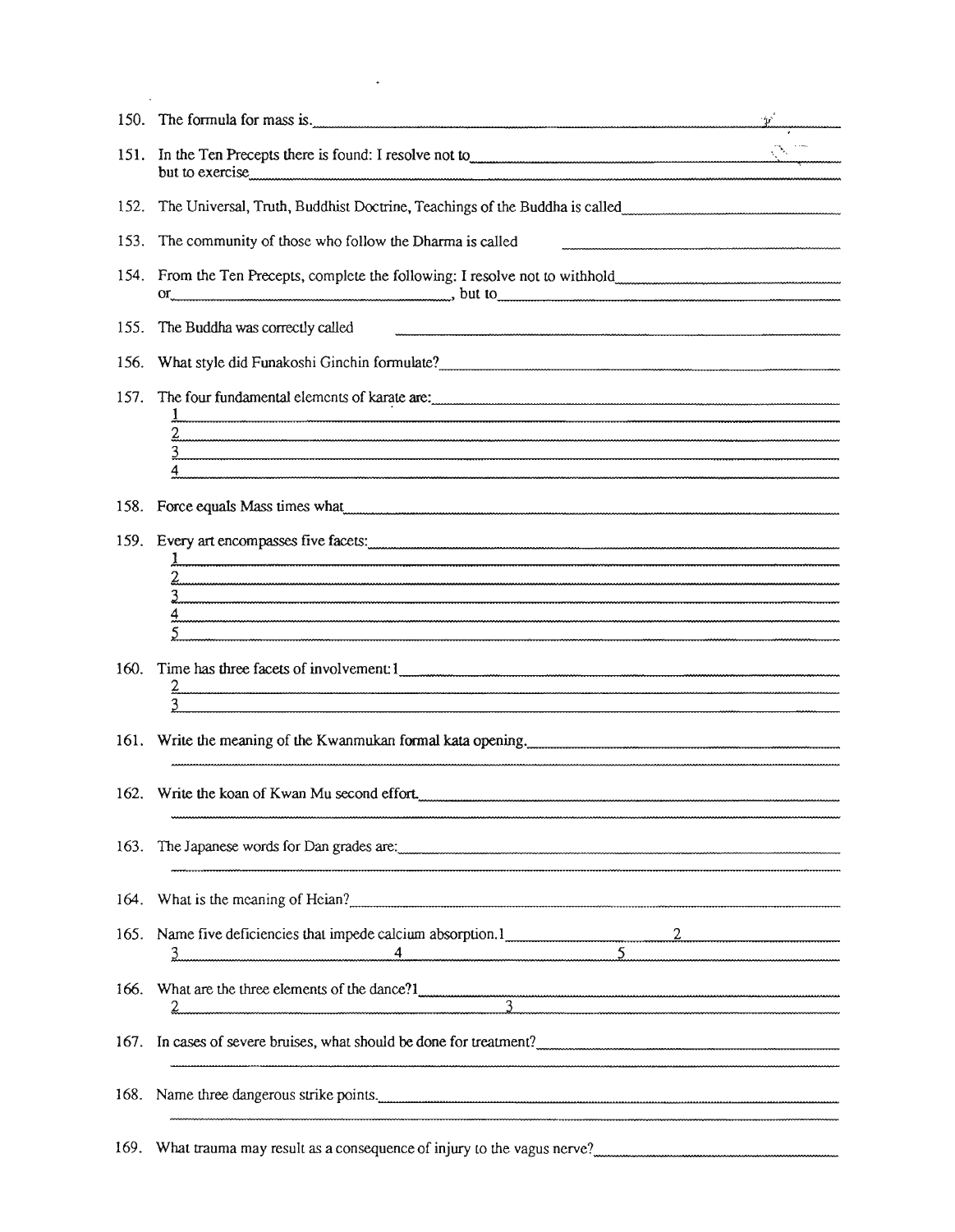150. The formula for mass is. \_\_\_\_\_\_\_\_\_\_\_\_\_\_\_\_\_\_\_\_\_\_\_\_\_\_\_\_\_\_\_\_\_\_\_\_\_\_\_\_

151. In the Ten Precepts there is found: I resolve not to \_\_\_\_\_\_\_\_\_\_\_\_\_\_\_\_\_\_\_\_\_\_\_\_\_\_\_\_\_\_\_\_\_\_\_\_\_ but to exercise \_\_\_\_\_\_\_\_\_\_\_\_\_\_\_\_\_\_\_\_\_\_\_\_\_\_\_\_\_\_\_\_\_\_\_\_\_\_\_\_\_\_\_\_\_\_\_\_

152. The Universal, Truth, Buddhist Doctrine, Teachings of the Buddha is called \_\_\_\_\_\_\_\_\_\_\_\_\_\_\_\_\_\_\_\_\_\_\_\_

153. The community of those who follow the Dharma is called \_\_\_\_\_\_\_\_\_\_\_\_\_\_\_\_\_\_\_\_\_\_\_\_\_\_\_\_\_\_\_\_

154. From the Ten Precepts, complete the following: I resolve not to withhold \_\_\_\_\_\_\_\_\_\_\_\_\_\_\_\_\_\_\_\_\_\_\_\_ or \_\_\_\_\_\_\_\_\_\_\_\_\_\_\_\_\_\_\_\_\_\_\_\_\_\_\_\_, but to \_\_\_\_\_\_\_\_\_\_\_\_\_\_\_\_\_\_\_\_\_\_\_\_\_\_\_\_\_\_\_\_\_\_\_\_\_\_\_\_\_\_\_\_

155. The Buddha was correctly called \_\_\_\_\_\_\_\_\_\_\_\_\_\_\_\_\_\_\_\_\_\_\_\_\_\_\_\_\_\_\_\_\_\_\_\_\_\_\_\_\_\_\_\_

156. What style did Funakoshi Ginchin formulate? \_\_\_\_\_\_\_\_\_\_\_\_\_\_\_\_\_\_\_\_\_\_\_\_\_\_\_\_\_\_\_\_\_\_\_\_\_\_\_\_

157. The four fundamental elements of karate are: \_\_\_\_\_\_\_\_\_\_\_\_\_\_\_\_\_\_\_\_\_\_\_\_\_\_\_\_\_\_\_\_\_\_\_\_\_\_\_\_
    1 \_\_\_\_\_\_\_\_\_\_\_\_\_\_\_\_\_\_\_\_\_\_\_\_\_\_\_\_\_\_\_\_\_\_\_\_\_\_\_\_\_\_\_\_\_\_\_\_\_\_\_\_\_\_\_\_\_\_\_\_\_\_\_\_
    2 \_\_\_\_\_\_\_\_\_\_\_\_\_\_\_\_\_\_\_\_\_\_\_\_\_\_\_\_\_\_\_\_\_\_\_\_\_\_\_\_\_\_\_\_\_\_\_\_\_\_\_\_\_\_\_\_\_\_\_\_\_\_\_\_
    3 \_\_\_\_\_\_\_\_\_\_\_\_\_\_\_\_\_\_\_\_\_\_\_\_\_\_\_\_\_\_\_\_\_\_\_\_\_\_\_\_\_\_\_\_\_\_\_\_\_\_\_\_\_\_\_\_\_\_\_\_\_\_\_\_
    4 \_\_\_\_\_\_\_\_\_\_\_\_\_\_\_\_\_\_\_\_\_\_\_\_\_\_\_\_\_\_\_\_\_\_\_\_\_\_\_\_\_\_\_\_\_\_\_\_\_\_\_\_\_\_\_\_\_\_\_\_\_\_\_\_

158. Force equals Mass times what \_\_\_\_\_\_\_\_\_\_\_\_\_\_\_\_\_\_\_\_\_\_\_\_\_\_\_\_\_\_\_\_\_\_\_\_\_\_\_\_\_\_\_\_\_\_\_\_

159. Every art encompasses five facets: \_\_\_\_\_\_\_\_\_\_\_\_\_\_\_\_\_\_\_\_\_\_\_\_\_\_\_\_\_\_\_\_\_\_\_\_\_\_\_\_\_\_\_\_
    1 \_\_\_\_\_\_\_\_\_\_\_\_\_\_\_\_\_\_\_\_\_\_\_\_\_\_\_\_\_\_\_\_\_\_\_\_\_\_\_\_\_\_\_\_\_\_\_\_\_\_\_\_\_\_\_\_\_\_\_\_\_\_\_\_
    2 \_\_\_\_\_\_\_\_\_\_\_\_\_\_\_\_\_\_\_\_\_\_\_\_\_\_\_\_\_\_\_\_\_\_\_\_\_\_\_\_\_\_\_\_\_\_\_\_\_\_\_\_\_\_\_\_\_\_\_\_\_\_\_\_
    3 \_\_\_\_\_\_\_\_\_\_\_\_\_\_\_\_\_\_\_\_\_\_\_\_\_\_\_\_\_\_\_\_\_\_\_\_\_\_\_\_\_\_\_\_\_\_\_\_\_\_\_\_\_\_\_\_\_\_\_\_\_\_\_\_
    4 \_\_\_\_\_\_\_\_\_\_\_\_\_\_\_\_\_\_\_\_\_\_\_\_\_\_\_\_\_\_\_\_\_\_\_\_\_\_\_\_\_\_\_\_\_\_\_\_\_\_\_\_\_\_\_\_\_\_\_\_\_\_\_\_
    5 \_\_\_\_\_\_\_\_\_\_\_\_\_\_\_\_\_\_\_\_\_\_\_\_\_\_\_\_\_\_\_\_\_\_\_\_\_\_\_\_\_\_\_\_\_\_\_\_\_\_\_\_\_\_\_\_\_\_\_\_\_\_\_\_

160. Time has three facets of involvement: 1 \_\_\_\_\_\_\_\_\_\_\_\_\_\_\_\_\_\_\_\_\_\_\_\_\_\_\_\_\_\_\_\_\_\_\_\_\_\_\_\_
    2 \_\_\_\_\_\_\_\_\_\_\_\_\_\_\_\_\_\_\_\_\_\_\_\_\_\_\_\_\_\_\_\_\_\_\_\_\_\_\_\_\_\_\_\_\_\_\_\_\_\_\_\_\_\_\_\_\_\_\_\_\_\_\_\_
    3 \_\_\_\_\_\_\_\_\_\_\_\_\_\_\_\_\_\_\_\_\_\_\_\_\_\_\_\_\_\_\_\_\_\_\_\_\_\_\_\_\_\_\_\_\_\_\_\_\_\_\_\_\_\_\_\_\_\_\_\_\_\_\_\_

161. Write the meaning of the Kwanmukan formal kata opening. \_\_\_\_\_\_\_\_\_\_\_\_\_\_\_\_\_\_\_\_\_\_\_\_\_\_\_\_\_\_\_\_

162. Write the koan of Kwan Mu second effort. \_\_\_\_\_\_\_\_\_\_\_\_\_\_\_\_\_\_\_\_\_\_\_\_\_\_\_\_\_\_\_\_\_\_\_\_\_\_\_\_

163. The Japanese words for Dan grades are: \_\_\_\_\_\_\_\_\_\_\_\_\_\_\_\_\_\_\_\_\_\_\_\_\_\_\_\_\_\_\_\_\_\_\_\_\_\_\_\_

164. What is the meaning of Heian? \_\_\_\_\_\_\_\_\_\_\_\_\_\_\_\_\_\_\_\_\_\_\_\_\_\_\_\_\_\_\_\_\_\_\_\_\_\_\_\_\_\_\_\_\_\_\_\_

165. Name five deficiencies that impede calcium absorption. 1 \_\_\_\_\_\_\_\_\_\_\_\_\_\_\_\_ 2 \_\_\_\_\_\_\_\_\_\_\_\_\_\_\_\_
    3 \_\_\_\_\_\_\_\_\_\_\_\_\_\_\_\_ 4 \_\_\_\_\_\_\_\_\_\_\_\_\_\_\_\_ 5 \_\_\_\_\_\_\_\_\_\_\_\_\_\_\_\_

166. What are the three elements of the dance? 1 \_\_\_\_\_\_\_\_\_\_\_\_\_\_\_\_\_\_\_\_\_\_\_\_\_\_\_\_\_\_\_\_\_\_\_\_\_\_\_\_
    2 \_\_\_\_\_\_\_\_\_\_\_\_\_\_\_\_\_\_\_\_\_\_\_\_ 3 \_\_\_\_\_\_\_\_\_\_\_\_\_\_\_\_\_\_\_\_\_\_\_\_

167. In cases of severe bruises, what should be done for treatment? \_\_\_\_\_\_\_\_\_\_\_\_\_\_\_\_\_\_\_\_\_\_\_\_\_\_\_\_\_\_\_\_

168. Name three dangerous strike points. \_\_\_\_\_\_\_\_\_\_\_\_\_\_\_\_\_\_\_\_\_\_\_\_\_\_\_\_\_\_\_\_\_\_\_\_\_\_\_\_\_\_\_\_

169. What trauma may result as a consequence of injury to the vagus nerve? \_\_\_\_\_\_\_\_\_\_\_\_\_\_\_\_\_\_\_\_\_\_\_\_